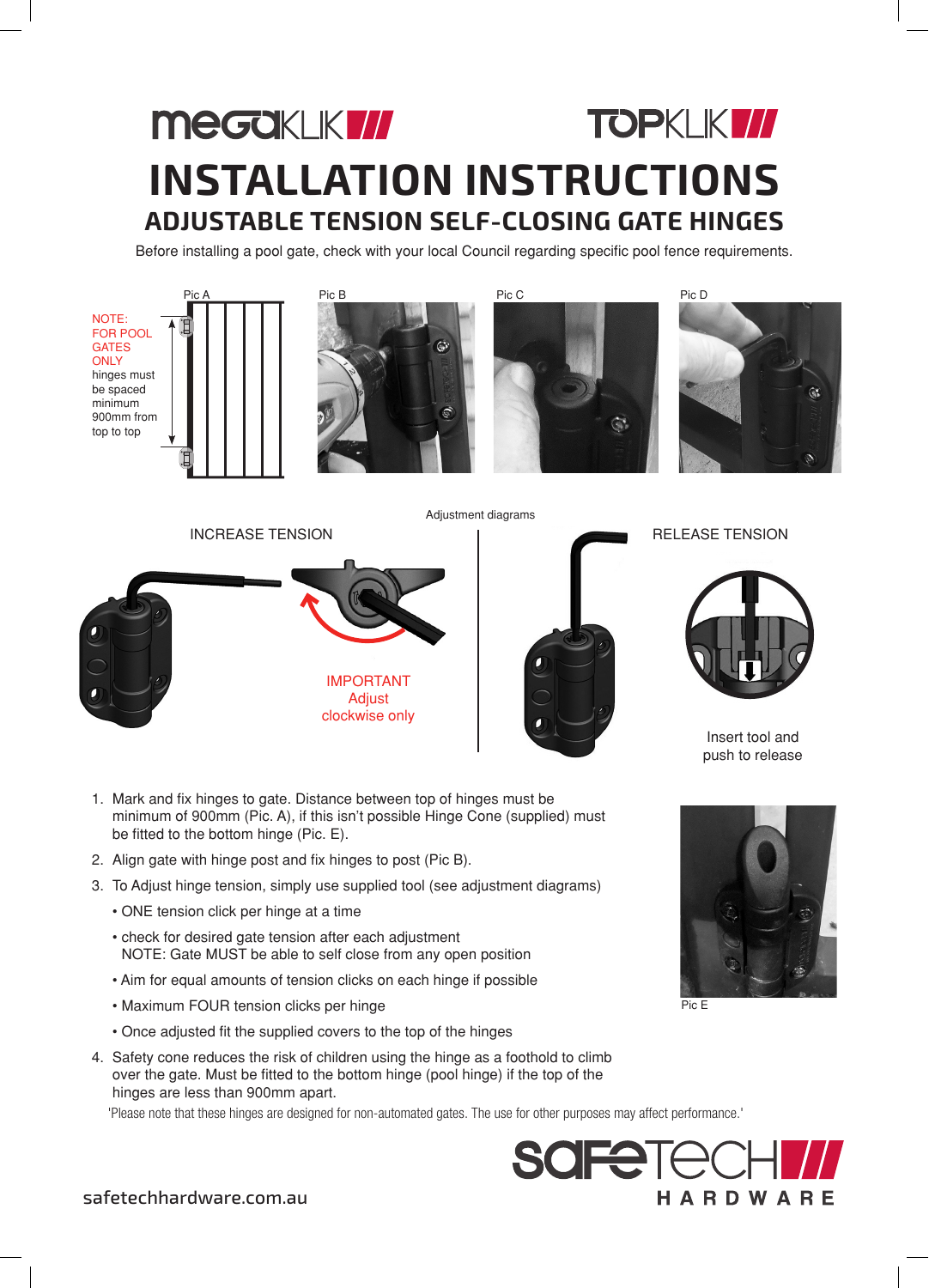MEGAKLIK TOPKLIK

# INSTALLATION INSTRUCTIONS

## ADJUSTABLE TENSION SELF-CLOSING GATE HINGES

Before installing a pool gate, check with your local Council regarding specific pool fence requirements.

NOTE: FOR POOL GATES ONLY hinges must be spaced minimum 900mm from top to top

Pic A

Pic B

Pic C

Pic D

Adjustment diagrams

INCREASE TENSION

IMPORTANT
Adjust clockwise only

RELEASE TENSION

Insert tool and push to release

1. Mark and fix hinges to gate. Distance between top of hinges must be minimum of 900mm (Pic. A), if this isn't possible Hinge Cone (supplied) must be fitted to the bottom hinge (Pic. E).
2. Align gate with hinge post and fix hinges to post (Pic B).
3. To Adjust hinge tension, simply use supplied tool (see adjustment diagrams)
   - ONE tension click per hinge at a time
   - check for desired gate tension after each adjustment
     NOTE: Gate MUST be able to self close from any open position
   - Aim for equal amounts of tension clicks on each hinge if possible
   - Maximum FOUR tension clicks per hinge
   - Once adjusted fit the supplied covers to the top of the hinges
4. Safety cone reduces the risk of children using the hinge as a foothold to climb over the gate. Must be fitted to the bottom hinge (pool hinge) if the top of the hinges are less than 900mm apart.

Pic E

'Please note that these hinges are designed for non-automated gates. The use for other purposes may affect performance.'

safetechhardware.com.au

SAFETECH HARDWARE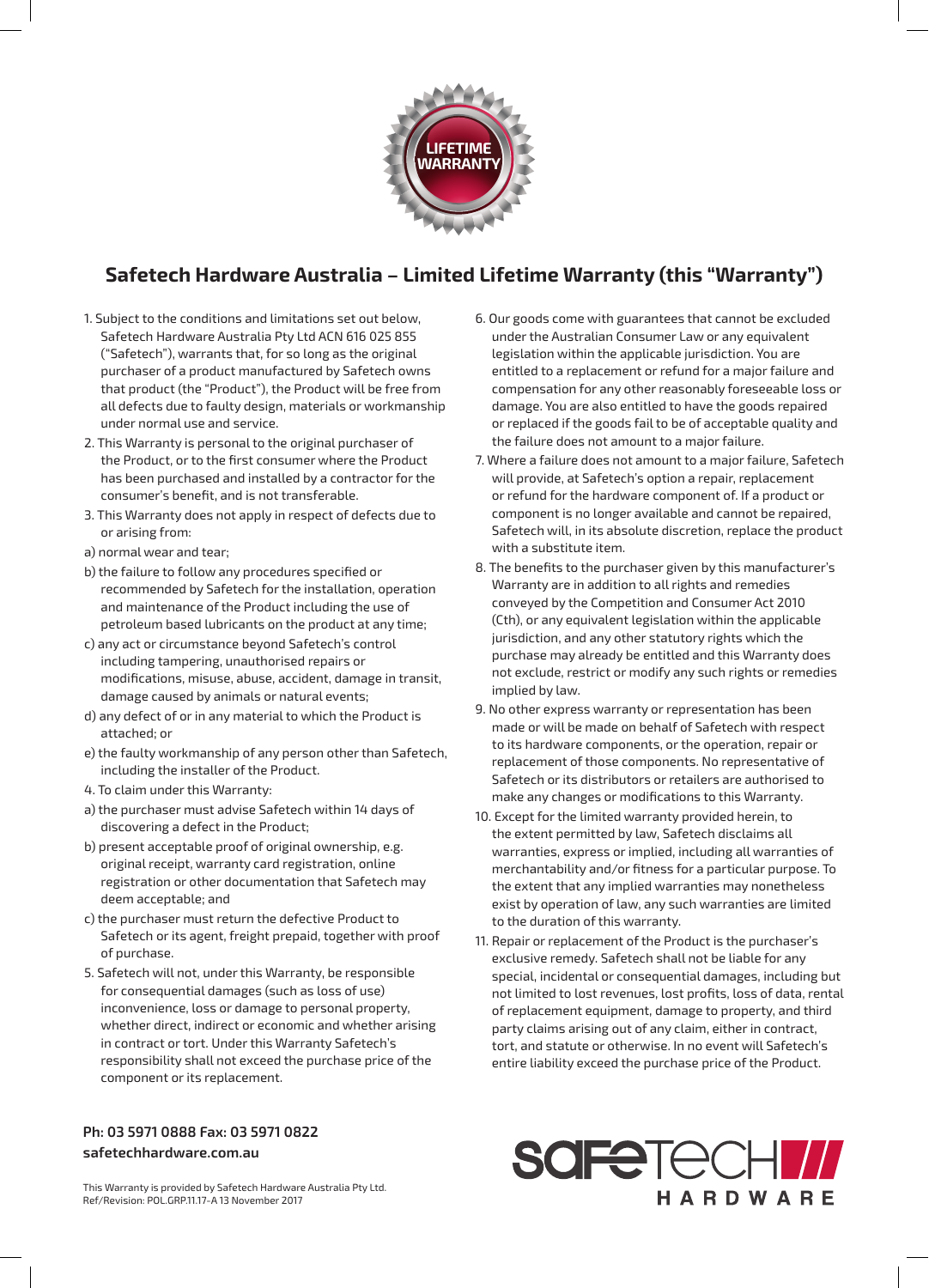LIFETIME WARRANTY

## Safetech Hardware Australia – Limited Lifetime Warranty (this "Warranty")

1. Subject to the conditions and limitations set out below, Safetech Hardware Australia Pty Ltd ACN 616 025 855 ("Safetech"), warrants that, for so long as the original purchaser of a product manufactured by Safetech owns that product (the "Product"), the Product will be free from all defects due to faulty design, materials or workmanship under normal use and service.
2. This Warranty is personal to the original purchaser of the Product, or to the first consumer where the Product has been purchased and installed by a contractor for the consumer's benefit, and is not transferable.
3. This Warranty does not apply in respect of defects due to or arising from:

a) normal wear and tear;

b) the failure to follow any procedures specified or recommended by Safetech for the installation, operation and maintenance of the Product including the use of petroleum based lubricants on the product at any time;

c) any act or circumstance beyond Safetech's control including tampering, unauthorised repairs or modifications, misuse, abuse, accident, damage in transit, damage caused by animals or natural events;

d) any defect of or in any material to which the Product is attached; or

e) the faulty workmanship of any person other than Safetech, including the installer of the Product.

4. To claim under this Warranty:

a) the purchaser must advise Safetech within 14 days of discovering a defect in the Product;

b) present acceptable proof of original ownership, e.g. original receipt, warranty card registration, online registration or other documentation that Safetech may deem acceptable; and

c) the purchaser must return the defective Product to Safetech or its agent, freight prepaid, together with proof of purchase.

5. Safetech will not, under this Warranty, be responsible for consequential damages (such as loss of use) inconvenience, loss or damage to personal property, whether direct, indirect or economic and whether arising in contract or tort. Under this Warranty Safetech's responsibility shall not exceed the purchase price of the component or its replacement.
6. Our goods come with guarantees that cannot be excluded under the Australian Consumer Law or any equivalent legislation within the applicable jurisdiction. You are entitled to a replacement or refund for a major failure and compensation for any other reasonably foreseeable loss or damage. You are also entitled to have the goods repaired or replaced if the goods fail to be of acceptable quality and the failure does not amount to a major failure.
7. Where a failure does not amount to a major failure, Safetech will provide, at Safetech's option a repair, replacement or refund for the hardware component of. If a product or component is no longer available and cannot be repaired, Safetech will, in its absolute discretion, replace the product with a substitute item.
8. The benefits to the purchaser given by this manufacturer's Warranty are in addition to all rights and remedies conveyed by the Competition and Consumer Act 2010 (Cth), or any equivalent legislation within the applicable jurisdiction, and any other statutory rights which the purchase may already be entitled and this Warranty does not exclude, restrict or modify any such rights or remedies implied by law.
9. No other express warranty or representation has been made or will be made on behalf of Safetech with respect to its hardware components, or the operation, repair or replacement of those components. No representative of Safetech or its distributors or retailers are authorised to make any changes or modifications to this Warranty.
10. Except for the limited warranty provided herein, to the extent permitted by law, Safetech disclaims all warranties, express or implied, including all warranties of merchantability and/or fitness for a particular purpose. To the extent that any implied warranties may nonetheless exist by operation of law, any such warranties are limited to the duration of this warranty.
11. Repair or replacement of the Product is the purchaser's exclusive remedy. Safetech shall not be liable for any special, incidental or consequential damages, including but not limited to lost revenues, lost profits, loss of data, rental of replacement equipment, damage to property, and third party claims arising out of any claim, either in contract, tort, and statute or otherwise. In no event will Safetech's entire liability exceed the purchase price of the Product.

**Ph: 03 5971 0888 Fax: 03 5971 0822**
**safetechhardware.com.au**

SAFETECH HARDWARE

This Warranty is provided by Safetech Hardware Australia Pty Ltd.
Ref/Revision: POL.GRP.11.17-A 13 November 2017